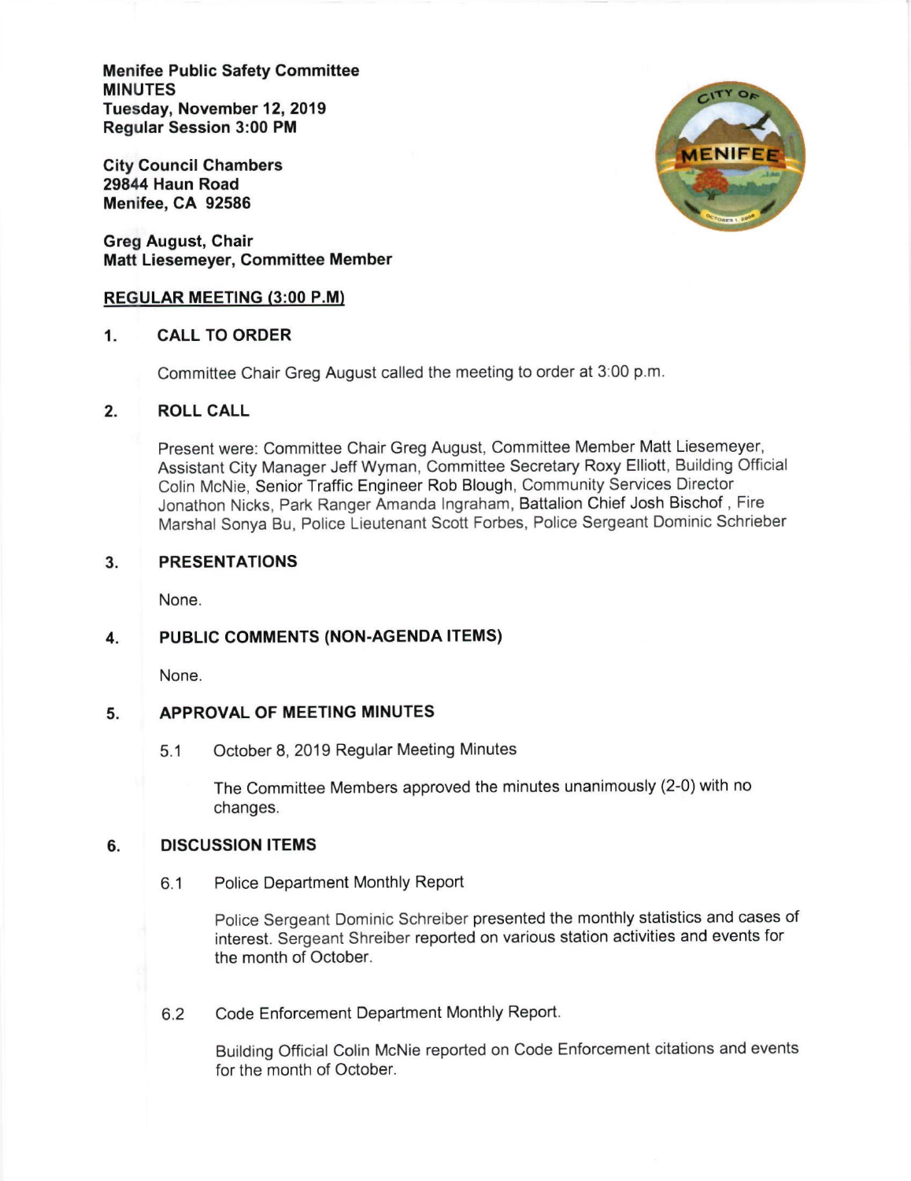**Menifee Public Safety Committee**
**MINUTES**
**Tuesday, November 12, 2019**
**Regular Session 3:00 PM**

**City Council Chambers**
**29844 Haun Road**
**Menifee, CA 92586**

**Greg August, Chair**
**Matt Liesemeyer, Committee Member**

**REGULAR MEETING (3:00 P.M)**

## 1. CALL TO ORDER

Committee Chair Greg August called the meeting to order at 3:00 p.m.

## 2. ROLL CALL

Present were: Committee Chair Greg August, Committee Member Matt Liesemeyer, Assistant City Manager Jeff Wyman, Committee Secretary Roxy Elliott, Building Official Colin McNie, Senior Traffic Engineer Rob Blough, Community Services Director Jonathon Nicks, Park Ranger Amanda Ingraham, Battalion Chief Josh Bischof , Fire Marshal Sonya Bu, Police Lieutenant Scott Forbes, Police Sergeant Dominic Schrieber

## 3. PRESENTATIONS

None.

## 4. PUBLIC COMMENTS (NON-AGENDA ITEMS)

None.

## 5. APPROVAL OF MEETING MINUTES

5.1 October 8, 2019 Regular Meeting Minutes

The Committee Members approved the minutes unanimously (2-0) with no changes.

## 6. DISCUSSION ITEMS

6.1 Police Department Monthly Report

Police Sergeant Dominic Schreiber presented the monthly statistics and cases of interest. Sergeant Shreiber reported on various station activities and events for the month of October.

6.2 Code Enforcement Department Monthly Report.

Building Official Colin McNie reported on Code Enforcement citations and events for the month of October.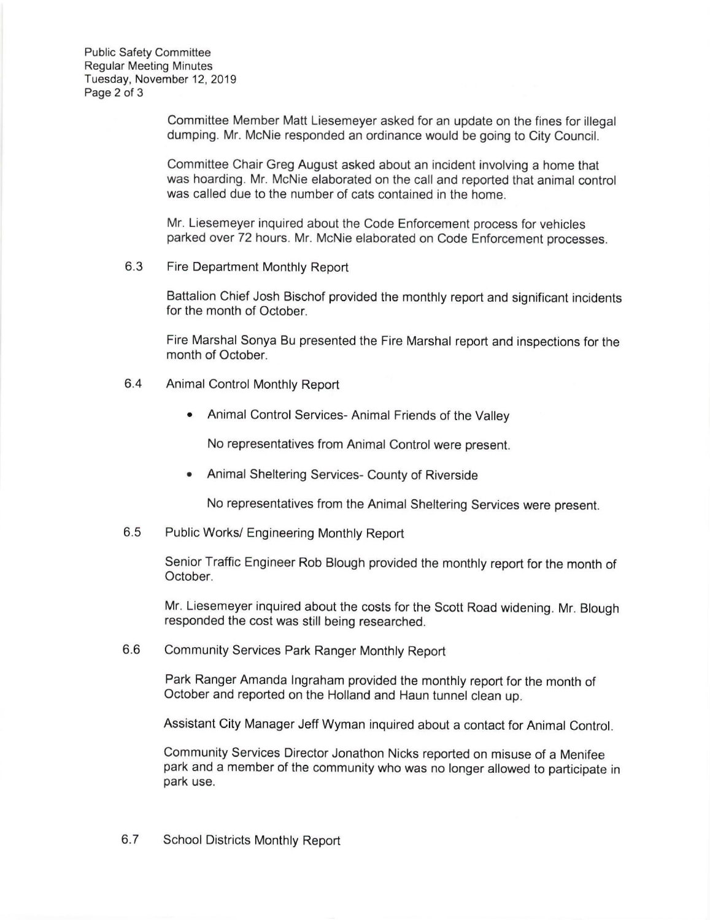Committee Member Matt Liesemeyer asked for an update on the fines for illegal dumping. Mr. McNie responded an ordinance would be going to City Council.

Committee Chair Greg August asked about an incident involving a home that was hoarding. Mr. McNie elaborated on the call and reported that animal control was called due to the number of cats contained in the home.

Mr. Liesemeyer inquired about the Code Enforcement process for vehicles parked over 72 hours. Mr. McNie elaborated on Code Enforcement processes.

6.3 Fire Department Monthly Report

Battalion Chief Josh Bischof provided the monthly report and significant incidents for the month of October.

Fire Marshal Sonya Bu presented the Fire Marshal report and inspections for the month of October.

6.4 Animal Control Monthly Report

- Animal Control Services- Animal Friends of the Valley

  No representatives from Animal Control were present.

- Animal Sheltering Services- County of Riverside

  No representatives from the Animal Sheltering Services were present.

6.5 Public Works/ Engineering Monthly Report

Senior Traffic Engineer Rob Blough provided the monthly report for the month of October.

Mr. Liesemeyer inquired about the costs for the Scott Road widening. Mr. Blough responded the cost was still being researched.

6.6 Community Services Park Ranger Monthly Report

Park Ranger Amanda Ingraham provided the monthly report for the month of October and reported on the Holland and Haun tunnel clean up.

Assistant City Manager Jeff Wyman inquired about a contact for Animal Control.

Community Services Director Jonathon Nicks reported on misuse of a Menifee park and a member of the community who was no longer allowed to participate in park use.

6.7 School Districts Monthly Report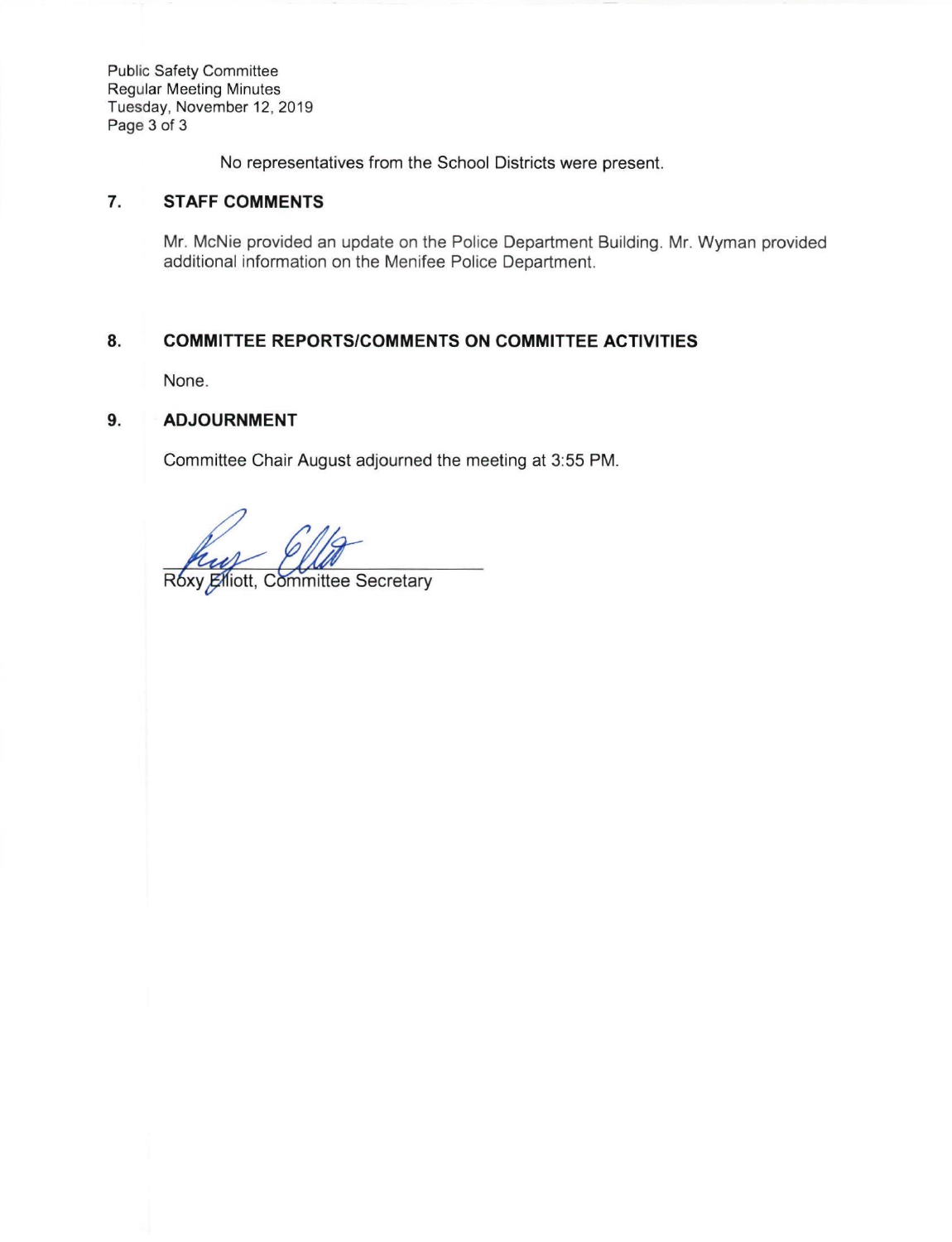No representatives from the School Districts were present.

## 7. STAFF COMMENTS

Mr. McNie provided an update on the Police Department Building. Mr. Wyman provided additional information on the Menifee Police Department.

## 8. COMMITTEE REPORTS/COMMENTS ON COMMITTEE ACTIVITIES

None.

## 9. ADJOURNMENT

Committee Chair August adjourned the meeting at 3:55 PM.

Roxy Elliott, Committee Secretary